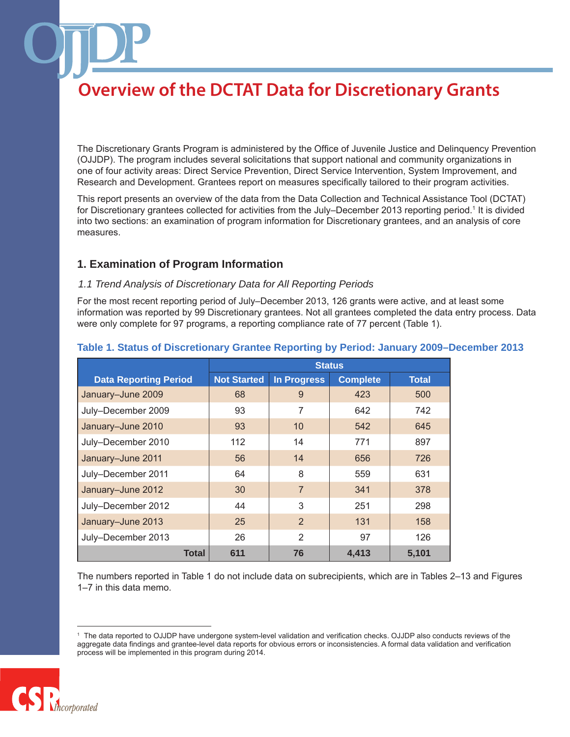# Overview of the DCTAT Data for Discretionary Grants

The Discretionary Grants Program is administered by the Office of Juvenile Justice and Delinquency Prevention (OJJDP). The program includes several solicitations that support national and community organizations in one of four activity areas: Direct Service Prevention, Direct Service Intervention, System Improvement, and Research and Development. Grantees report on measures specifically tailored to their program activities.

This report presents an overview of the data from the Data Collection and Technical Assistance Tool (DCTAT) for Discretionary grantees collected for activities from the July–December 2013 reporting period.[1] It is divided into two sections: an examination of program information for Discretionary grantees, and an analysis of core measures.

## 1. Examination of Program Information

### *1.1 Trend Analysis of Discretionary Data for All Reporting Periods*

For the most recent reporting period of July–December 2013, 126 grants were active, and at least some information was reported by 99 Discretionary grantees. Not all grantees completed the data entry process. Data were only complete for 97 programs, a reporting compliance rate of 77 percent (Table 1).

**Table 1. Status of Discretionary Grantee Reporting by Period: January 2009–December 2013**

| | Status | | | |
|---|---|---|---|---|
| Data Reporting Period | Not Started | In Progress | Complete | Total |
| January–June 2009 | 68 | 9 | 423 | 500 |
| July–December 2009 | 93 | 7 | 642 | 742 |
| January–June 2010 | 93 | 10 | 542 | 645 |
| July–December 2010 | 112 | 14 | 771 | 897 |
| January–June 2011 | 56 | 14 | 656 | 726 |
| July–December 2011 | 64 | 8 | 559 | 631 |
| January–June 2012 | 30 | 7 | 341 | 378 |
| July–December 2012 | 44 | 3 | 251 | 298 |
| January–June 2013 | 25 | 2 | 131 | 158 |
| July–December 2013 | 26 | 2 | 97 | 126 |
| **Total** | **611** | **76** | **4,413** | **5,101** |

The numbers reported in Table 1 do not include data on subrecipients, which are in Tables 2–13 and Figures 1–7 in this data memo.

---

[1] The data reported to OJJDP have undergone system-level validation and verification checks. OJJDP also conducts reviews of the aggregate data findings and grantee-level data reports for obvious errors or inconsistencies. A formal data validation and verification process will be implemented in this program during 2014.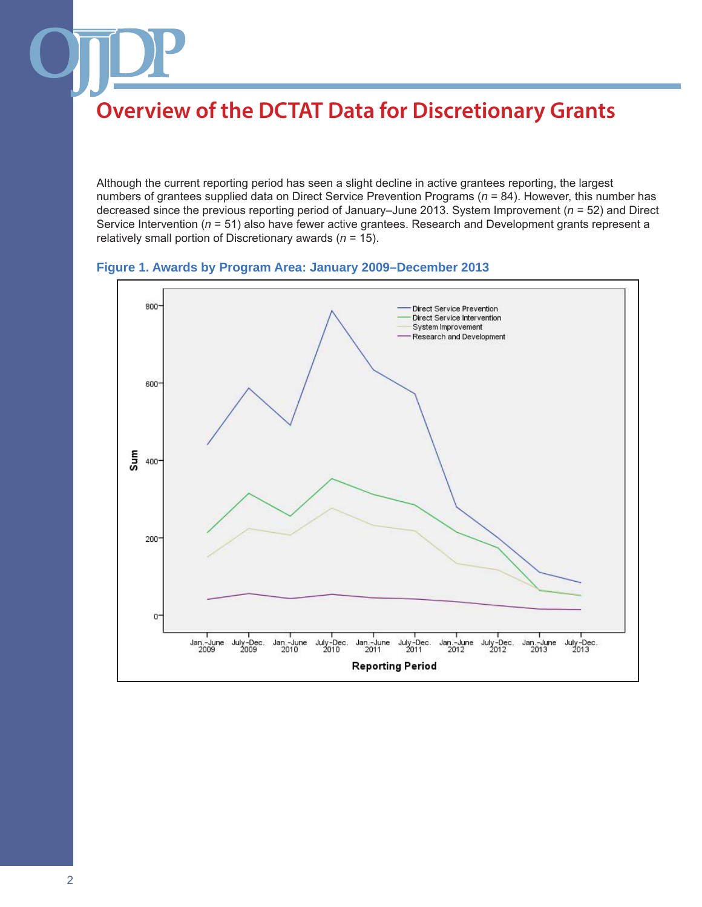# Overview of the DCTAT Data for Discretionary Grants

Although the current reporting period has seen a slight decline in active grantees reporting, the largest numbers of grantees supplied data on Direct Service Prevention Programs (*n* = 84). However, this number has decreased since the previous reporting period of January–June 2013. System Improvement (*n* = 52) and Direct Service Intervention (*n* = 51) also have fewer active grantees. Research and Development grants represent a relatively small portion of Discretionary awards (*n* = 15).

**Figure 1. Awards by Program Area: January 2009–December 2013**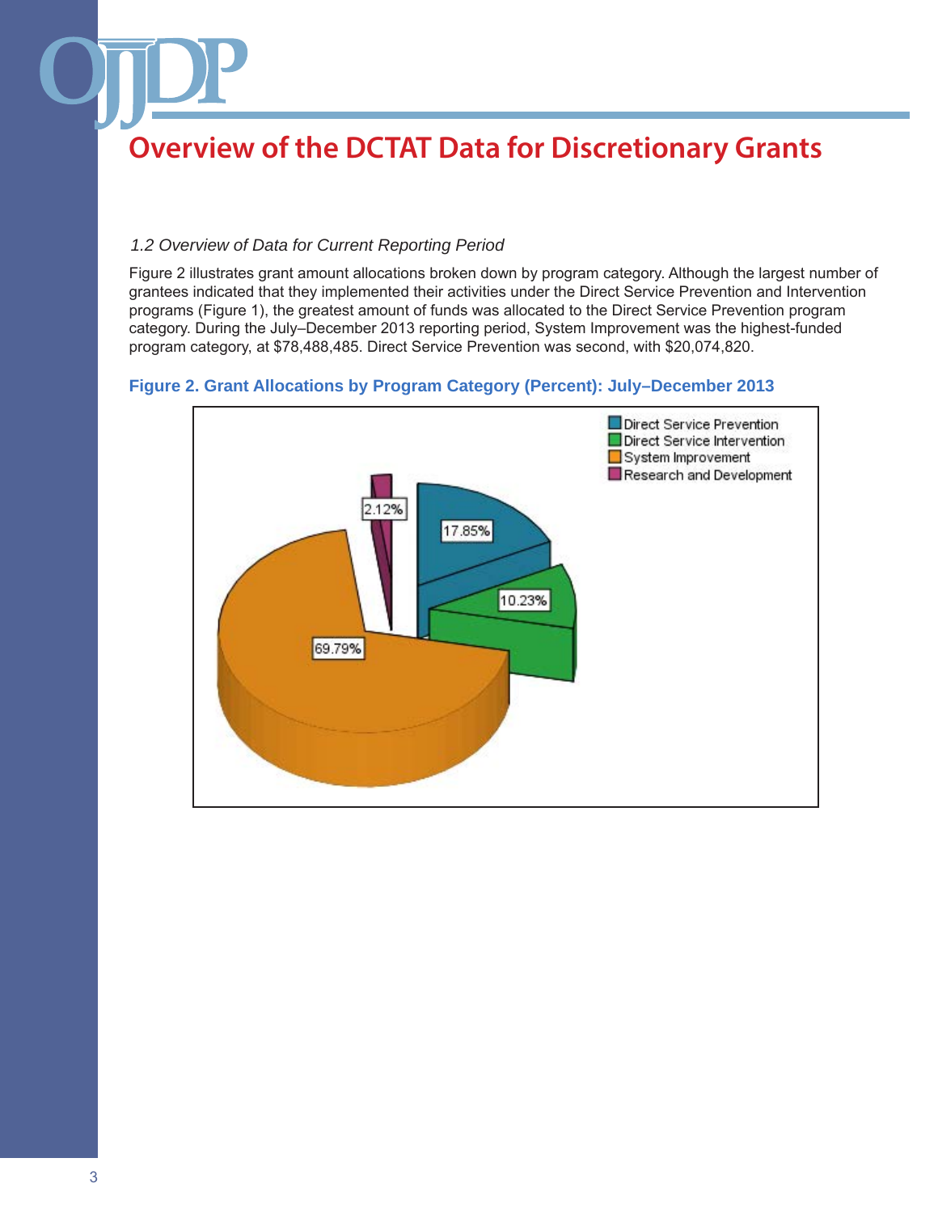# Overview of the DCTAT Data for Discretionary Grants

*1.2 Overview of Data for Current Reporting Period*

Figure 2 illustrates grant amount allocations broken down by program category. Although the largest number of grantees indicated that they implemented their activities under the Direct Service Prevention and Intervention programs (Figure 1), the greatest amount of funds was allocated to the Direct Service Prevention program category. During the July–December 2013 reporting period, System Improvement was the highest-funded program category, at $78,488,485. Direct Service Prevention was second, with $20,074,820.

**Figure 2. Grant Allocations by Program Category (Percent): July–December 2013**

| Program Category | Percent |
|---|---|
| Direct Service Prevention | 17.85% |
| Direct Service Intervention | 10.23% |
| System Improvement | 69.79% |
| Research and Development | 2.12% |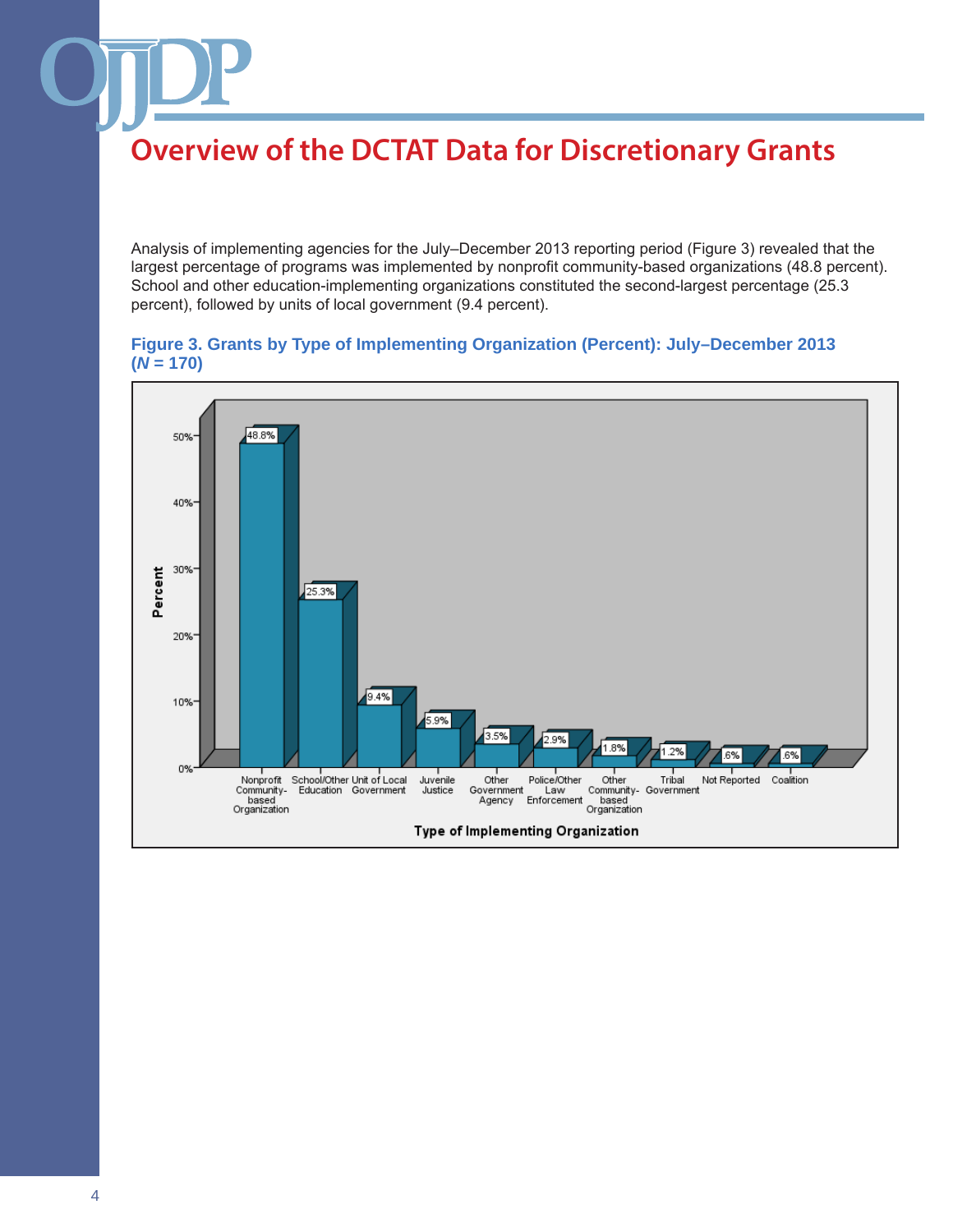# Overview of the DCTAT Data for Discretionary Grants

Analysis of implementing agencies for the July–December 2013 reporting period (Figure 3) revealed that the largest percentage of programs was implemented by nonprofit community-based organizations (48.8 percent). School and other education-implementing organizations constituted the second-largest percentage (25.3 percent), followed by units of local government (9.4 percent).

**Figure 3. Grants by Type of Implementing Organization (Percent): July–December 2013 (*N* = 170)**

| Type of Implementing Organization | Percent |
|---|---|
| Nonprofit Community-based Organization | 48.8% |
| School/Other Education | 25.3% |
| Unit of Local Government | 9.4% |
| Juvenile Justice | 5.9% |
| Other Government Agency | 3.5% |
| Police/Other Law Enforcement | 2.9% |
| Other Community-based Organization | 1.8% |
| Tribal Government | 1.2% |
| Not Reported | .6% |
| Coalition | .6% |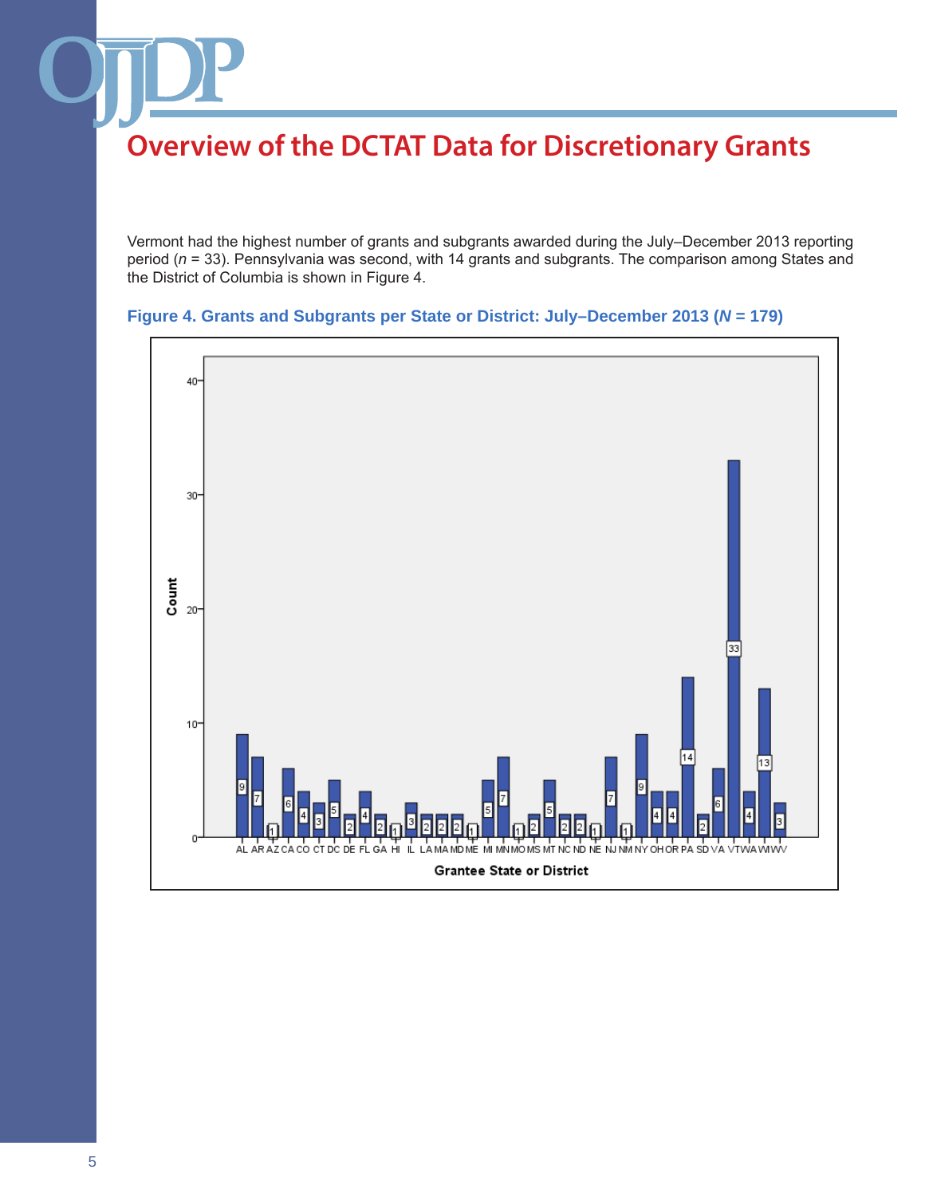# Overview of the DCTAT Data for Discretionary Grants

Vermont had the highest number of grants and subgrants awarded during the July–December 2013 reporting period (*n* = 33). Pennsylvania was second, with 14 grants and subgrants. The comparison among States and the District of Columbia is shown in Figure 4.

**Figure 4. Grants and Subgrants per State or District: July–December 2013 (*N* = 179)**

| Grantee State or District | Count |
|---|---|
| AL | 9 |
| AR | 7 |
| AZ | 1 |
| CA | 6 |
| CO | 4 |
| CT | 3 |
| DC | 5 |
| DE | 2 |
| FL | 4 |
| GA | 2 |
| HI | 1 |
| IL | 3 |
| LA | 2 |
| MA | 2 |
| MD | 2 |
| ME | 1 |
| MI | 5 |
| MN | 7 |
| MO | 1 |
| MS | 2 |
| MT | 5 |
| NC | 2 |
| ND | 2 |
| NE | 1 |
| NJ | 7 |
| NM | 1 |
| NY | 9 |
| OH | 4 |
| OR | 4 |
| PA | 14 |
| SD | 2 |
| VA | 6 |
| VT | 33 |
| WA | 4 |
| WI | 13 |
| WV | 3 |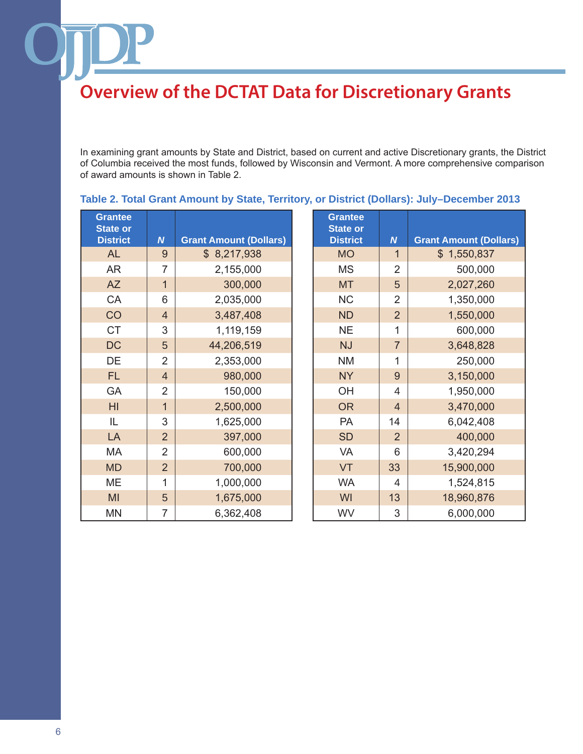# Overview of the DCTAT Data for Discretionary Grants

In examining grant amounts by State and District, based on current and active Discretionary grants, the District of Columbia received the most funds, followed by Wisconsin and Vermont. A more comprehensive comparison of award amounts is shown in Table 2.

**Table 2. Total Grant Amount by State, Territory, or District (Dollars): July–December 2013**

| Grantee State or District | *N* | Grant Amount (Dollars) |
|---|---|---|
| AL | 9 | $ 8,217,938 |
| AR | 7 | 2,155,000 |
| AZ | 1 | 300,000 |
| CA | 6 | 2,035,000 |
| CO | 4 | 3,487,408 |
| CT | 3 | 1,119,159 |
| DC | 5 | 44,206,519 |
| DE | 2 | 2,353,000 |
| FL | 4 | 980,000 |
| GA | 2 | 150,000 |
| HI | 1 | 2,500,000 |
| IL | 3 | 1,625,000 |
| LA | 2 | 397,000 |
| MA | 2 | 600,000 |
| MD | 2 | 700,000 |
| ME | 1 | 1,000,000 |
| MI | 5 | 1,675,000 |
| MN | 7 | 6,362,408 |
| MO | 1 | $ 1,550,837 |
| MS | 2 | 500,000 |
| MT | 5 | 2,027,260 |
| NC | 2 | 1,350,000 |
| ND | 2 | 1,550,000 |
| NE | 1 | 600,000 |
| NJ | 7 | 3,648,828 |
| NM | 1 | 250,000 |
| NY | 9 | 3,150,000 |
| OH | 4 | 1,950,000 |
| OR | 4 | 3,470,000 |
| PA | 14 | 6,042,408 |
| SD | 2 | 400,000 |
| VA | 6 | 3,420,294 |
| VT | 33 | 15,900,000 |
| WA | 4 | 1,524,815 |
| WI | 13 | 18,960,876 |
| WV | 3 | 6,000,000 |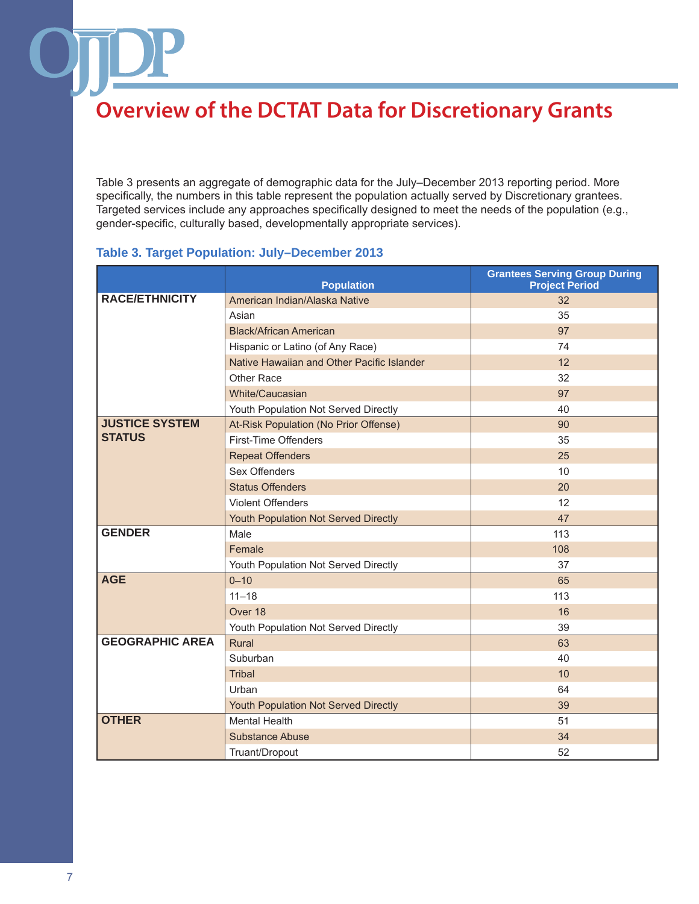# Overview of the DCTAT Data for Discretionary Grants

Table 3 presents an aggregate of demographic data for the July–December 2013 reporting period. More specifically, the numbers in this table represent the population actually served by Discretionary grantees. Targeted services include any approaches specifically designed to meet the needs of the population (e.g., gender-specific, culturally based, developmentally appropriate services).

### Table 3. Target Population: July–December 2013

| | Population | Grantees Serving Group During Project Period |
|---|---|---|
| **RACE/ETHNICITY** | American Indian/Alaska Native | 32 |
| | Asian | 35 |
| | Black/African American | 97 |
| | Hispanic or Latino (of Any Race) | 74 |
| | Native Hawaiian and Other Pacific Islander | 12 |
| | Other Race | 32 |
| | White/Caucasian | 97 |
| | Youth Population Not Served Directly | 40 |
| **JUSTICE SYSTEM STATUS** | At-Risk Population (No Prior Offense) | 90 |
| | First-Time Offenders | 35 |
| | Repeat Offenders | 25 |
| | Sex Offenders | 10 |
| | Status Offenders | 20 |
| | Violent Offenders | 12 |
| | Youth Population Not Served Directly | 47 |
| **GENDER** | Male | 113 |
| | Female | 108 |
| | Youth Population Not Served Directly | 37 |
| **AGE** | 0–10 | 65 |
| | 11–18 | 113 |
| | Over 18 | 16 |
| | Youth Population Not Served Directly | 39 |
| **GEOGRAPHIC AREA** | Rural | 63 |
| | Suburban | 40 |
| | Tribal | 10 |
| | Urban | 64 |
| | Youth Population Not Served Directly | 39 |
| **OTHER** | Mental Health | 51 |
| | Substance Abuse | 34 |
| | Truant/Dropout | 52 |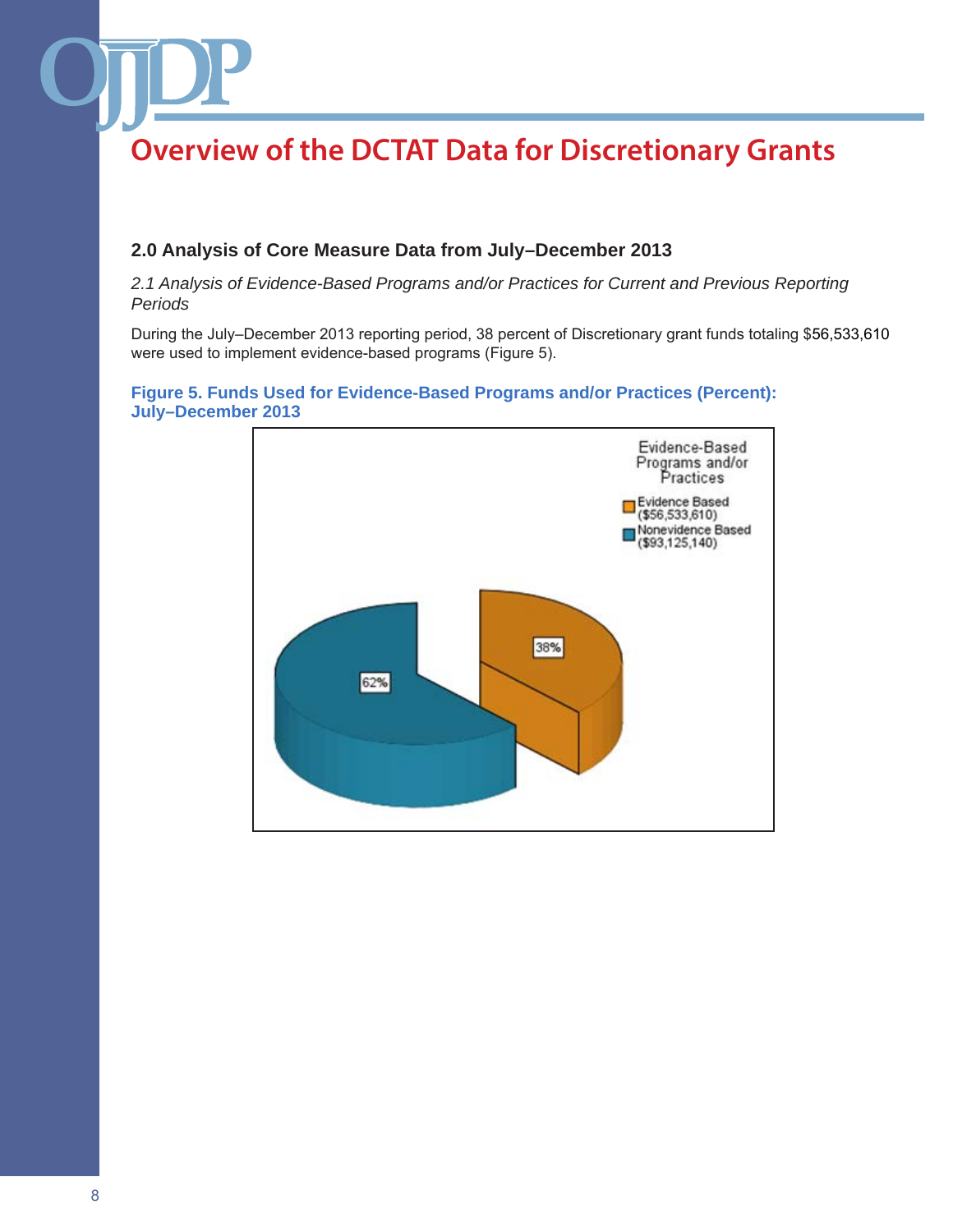# Overview of the DCTAT Data for Discretionary Grants

## 2.0 Analysis of Core Measure Data from July–December 2013

*2.1 Analysis of Evidence-Based Programs and/or Practices for Current and Previous Reporting Periods*

During the July–December 2013 reporting period, 38 percent of Discretionary grant funds totaling $56,533,610 were used to implement evidence-based programs (Figure 5).

**Figure 5. Funds Used for Evidence-Based Programs and/or Practices (Percent): July–December 2013**

Evidence-Based Programs and/or Practices

- Evidence Based ($56,533,610): 38%
- Nonevidence Based ($93,125,140): 62%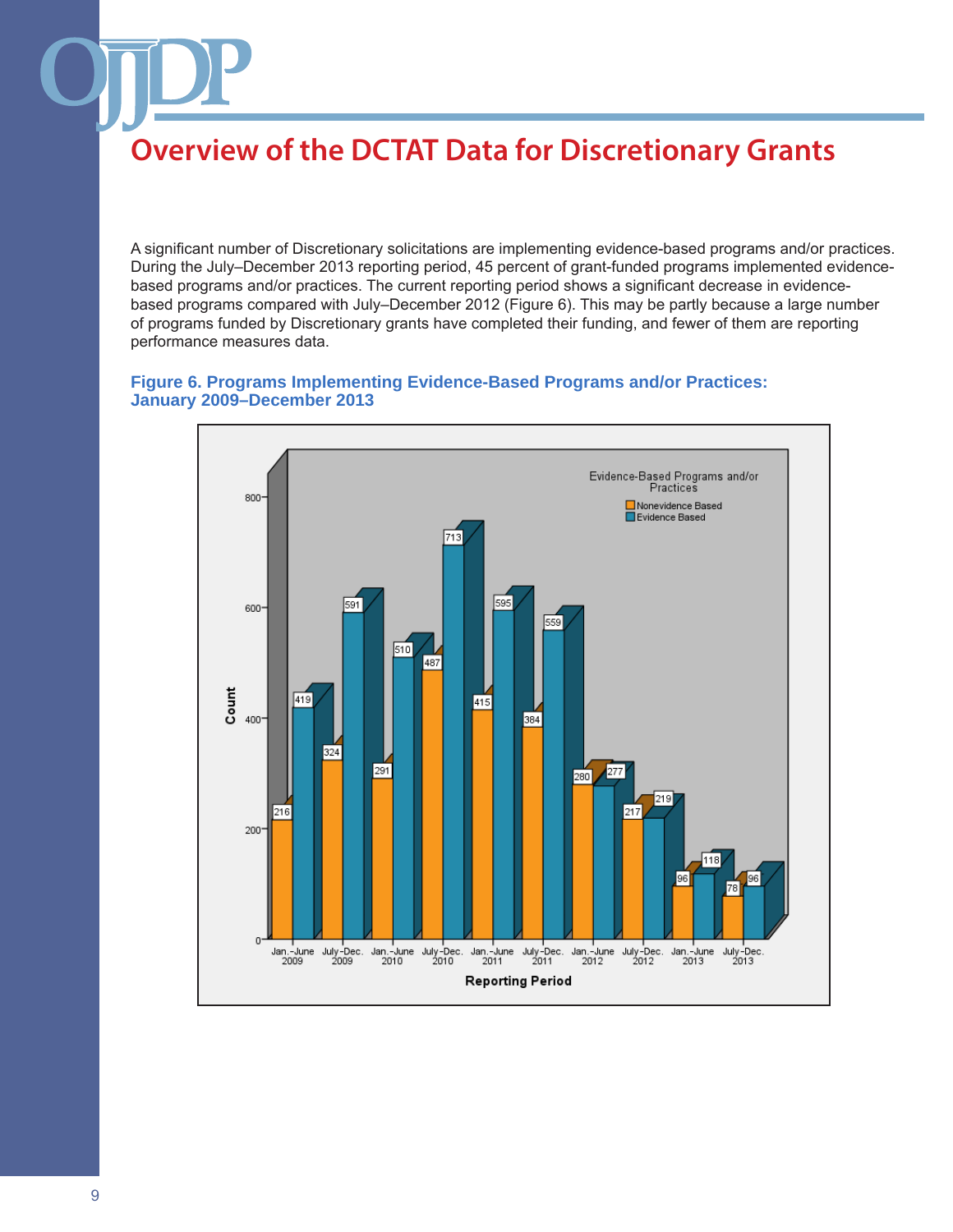# Overview of the DCTAT Data for Discretionary Grants

A significant number of Discretionary solicitations are implementing evidence-based programs and/or practices. During the July–December 2013 reporting period, 45 percent of grant-funded programs implemented evidence-based programs and/or practices. The current reporting period shows a significant decrease in evidence-based programs compared with July–December 2012 (Figure 6). This may be partly because a large number of programs funded by Discretionary grants have completed their funding, and fewer of them are reporting performance measures data.

**Figure 6. Programs Implementing Evidence-Based Programs and/or Practices: January 2009–December 2013**

| Reporting Period | Nonevidence Based | Evidence Based |
|---|---|---|
| Jan.–June 2009 | 216 | 419 |
| July–Dec. 2009 | 324 | 591 |
| Jan.–June 2010 | 291 | 510 |
| July–Dec. 2010 | 487 | 713 |
| Jan.–June 2011 | 415 | 595 |
| July–Dec. 2011 | 384 | 559 |
| Jan.–June 2012 | 280 | 277 |
| July–Dec. 2012 | 217 | 219 |
| Jan.–June 2013 | 96 | 118 |
| July–Dec. 2013 | 78 | 96 |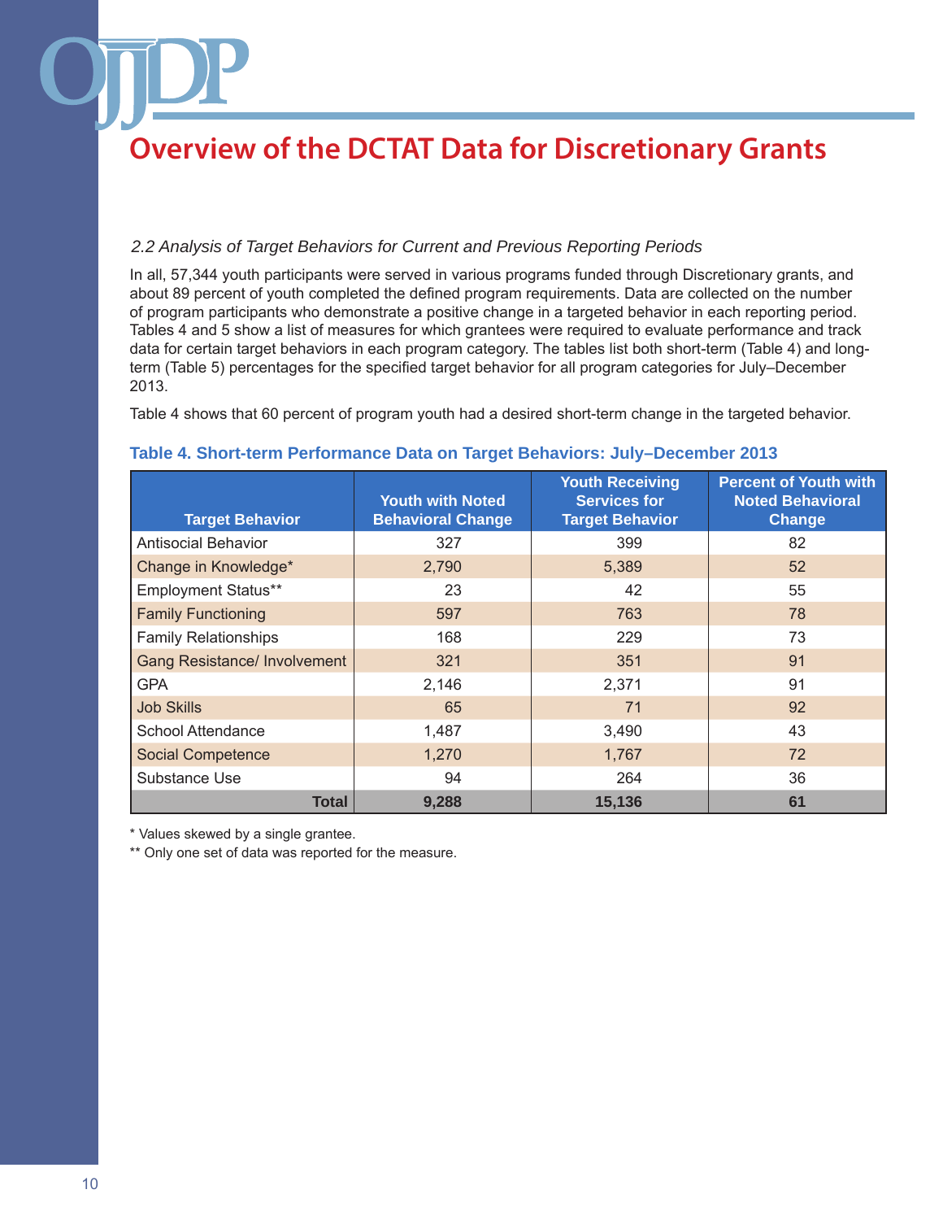# Overview of the DCTAT Data for Discretionary Grants

### *2.2 Analysis of Target Behaviors for Current and Previous Reporting Periods*

In all, 57,344 youth participants were served in various programs funded through Discretionary grants, and about 89 percent of youth completed the defined program requirements. Data are collected on the number of program participants who demonstrate a positive change in a targeted behavior in each reporting period. Tables 4 and 5 show a list of measures for which grantees were required to evaluate performance and track data for certain target behaviors in each program category. The tables list both short-term (Table 4) and long-term (Table 5) percentages for the specified target behavior for all program categories for July–December 2013.

Table 4 shows that 60 percent of program youth had a desired short-term change in the targeted behavior.

**Table 4. Short-term Performance Data on Target Behaviors: July–December 2013**

| Target Behavior | Youth with Noted Behavioral Change | Youth Receiving Services for Target Behavior | Percent of Youth with Noted Behavioral Change |
|---|---|---|---|
| Antisocial Behavior | 327 | 399 | 82 |
| Change in Knowledge* | 2,790 | 5,389 | 52 |
| Employment Status** | 23 | 42 | 55 |
| Family Functioning | 597 | 763 | 78 |
| Family Relationships | 168 | 229 | 73 |
| Gang Resistance/ Involvement | 321 | 351 | 91 |
| GPA | 2,146 | 2,371 | 91 |
| Job Skills | 65 | 71 | 92 |
| School Attendance | 1,487 | 3,490 | 43 |
| Social Competence | 1,270 | 1,767 | 72 |
| Substance Use | 94 | 264 | 36 |
| **Total** | **9,288** | **15,136** | **61** |

\* Values skewed by a single grantee.

\*\* Only one set of data was reported for the measure.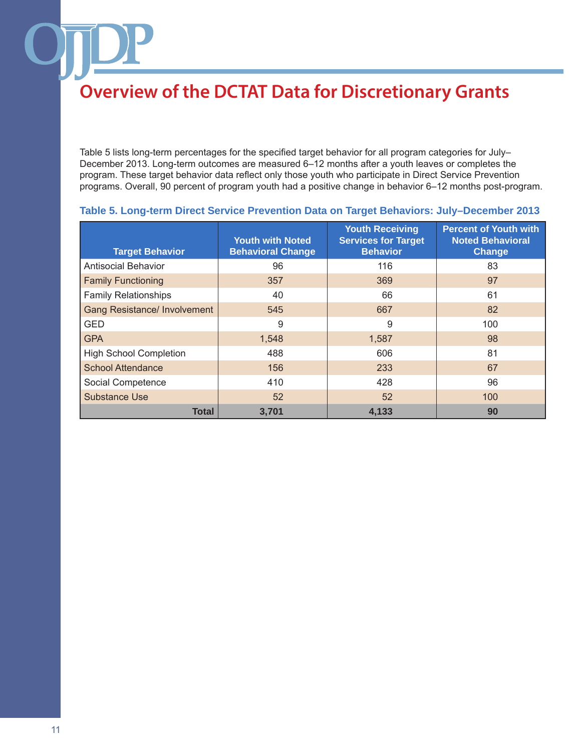# Overview of the DCTAT Data for Discretionary Grants

Table 5 lists long-term percentages for the specified target behavior for all program categories for July–December 2013. Long-term outcomes are measured 6–12 months after a youth leaves or completes the program. These target behavior data reflect only those youth who participate in Direct Service Prevention programs. Overall, 90 percent of program youth had a positive change in behavior 6–12 months post-program.

**Table 5. Long-term Direct Service Prevention Data on Target Behaviors: July–December 2013**

| Target Behavior | Youth with Noted Behavioral Change | Youth Receiving Services for Target Behavior | Percent of Youth with Noted Behavioral Change |
|---|---|---|---|
| Antisocial Behavior | 96 | 116 | 83 |
| Family Functioning | 357 | 369 | 97 |
| Family Relationships | 40 | 66 | 61 |
| Gang Resistance/ Involvement | 545 | 667 | 82 |
| GED | 9 | 9 | 100 |
| GPA | 1,548 | 1,587 | 98 |
| High School Completion | 488 | 606 | 81 |
| School Attendance | 156 | 233 | 67 |
| Social Competence | 410 | 428 | 96 |
| Substance Use | 52 | 52 | 100 |
| **Total** | **3,701** | **4,133** | **90** |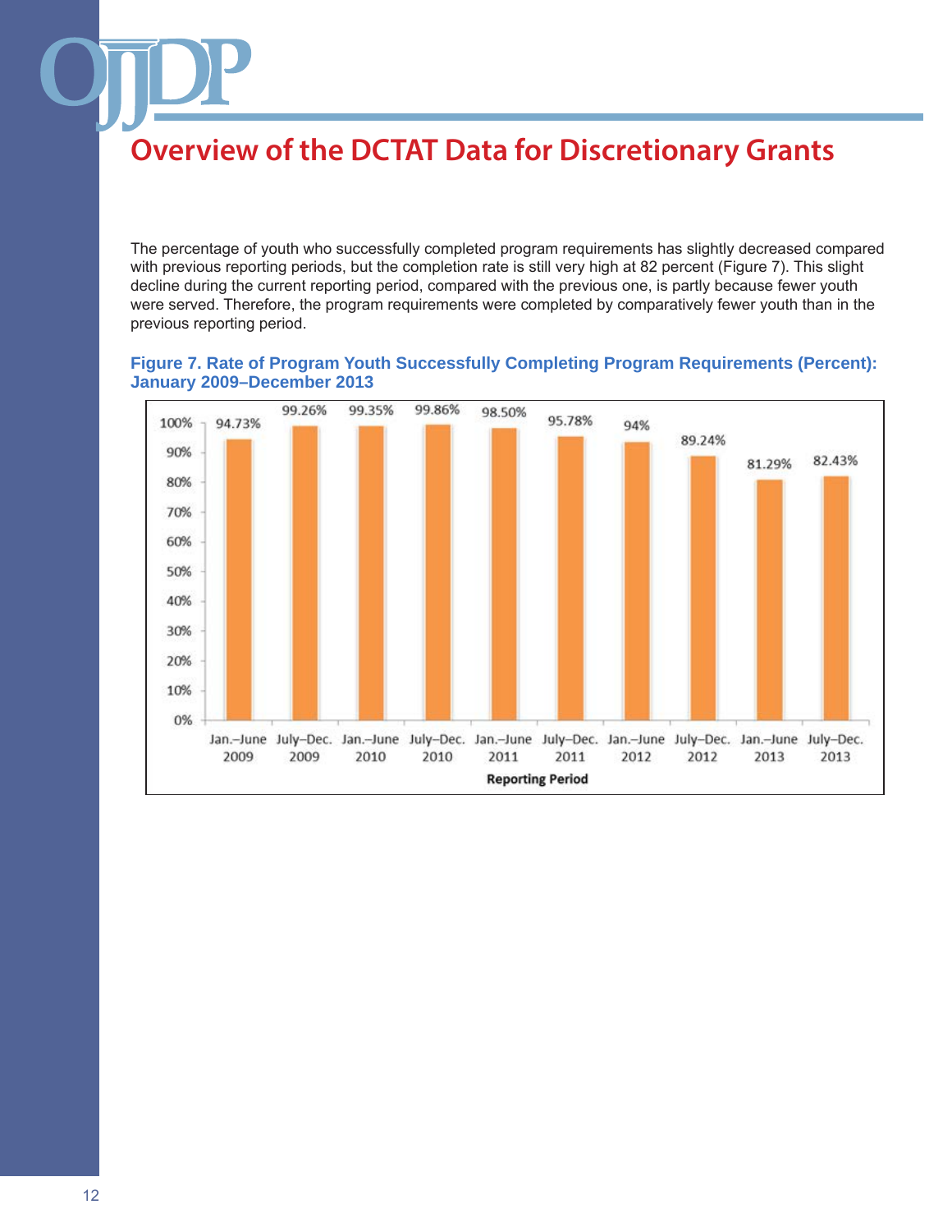# Overview of the DCTAT Data for Discretionary Grants

The percentage of youth who successfully completed program requirements has slightly decreased compared with previous reporting periods, but the completion rate is still very high at 82 percent (Figure 7). This slight decline during the current reporting period, compared with the previous one, is partly because fewer youth were served. Therefore, the program requirements were completed by comparatively fewer youth than in the previous reporting period.

**Figure 7. Rate of Program Youth Successfully Completing Program Requirements (Percent): January 2009–December 2013**

| Reporting Period | Percent |
|---|---|
| Jan.–June 2009 | 94.73% |
| July–Dec. 2009 | 99.26% |
| Jan.–June 2010 | 99.35% |
| July–Dec. 2010 | 99.86% |
| Jan.–June 2011 | 98.50% |
| July–Dec. 2011 | 95.78% |
| Jan.–June 2012 | 94% |
| July–Dec. 2012 | 89.24% |
| Jan.–June 2013 | 81.29% |
| July–Dec. 2013 | 82.43% |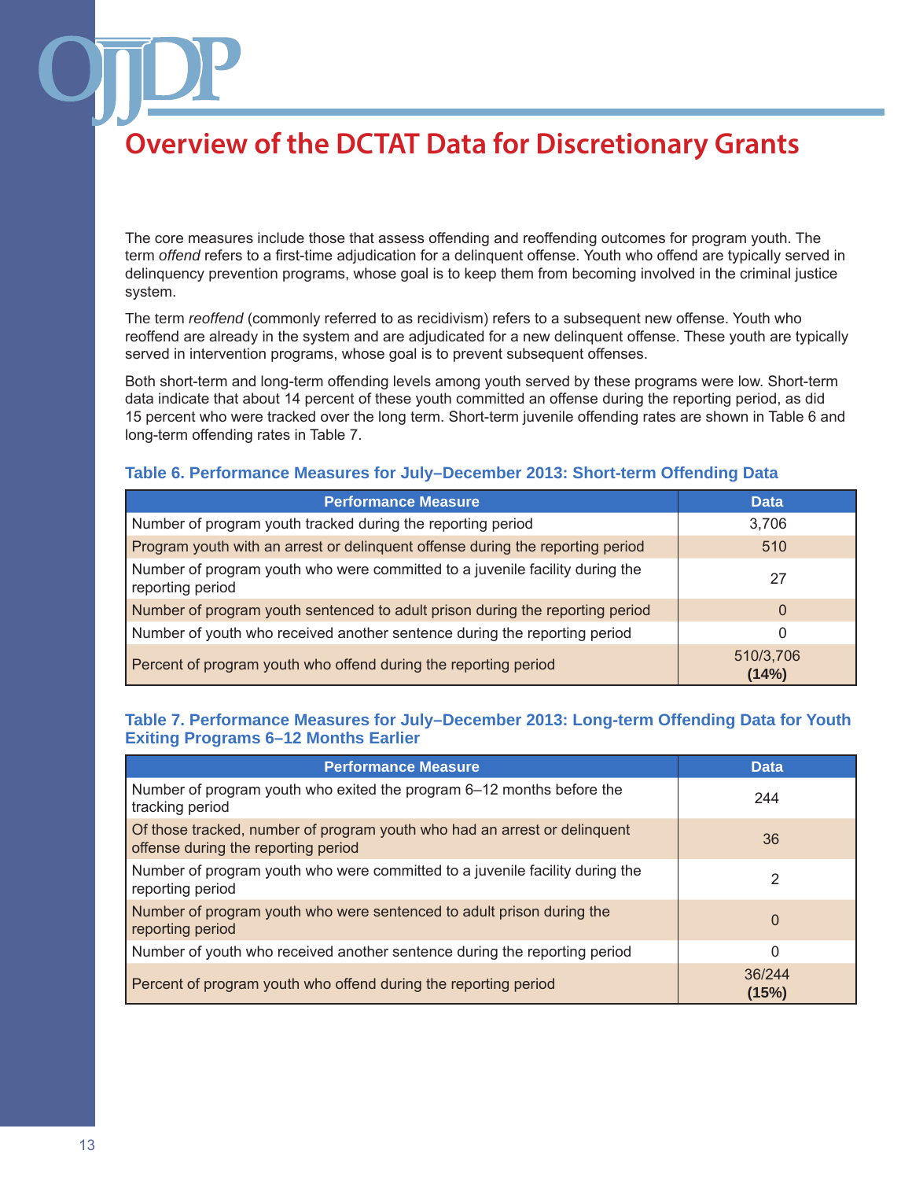# Overview of the DCTAT Data for Discretionary Grants

The core measures include those that assess offending and reoffending outcomes for program youth. The term *offend* refers to a first-time adjudication for a delinquent offense. Youth who offend are typically served in delinquency prevention programs, whose goal is to keep them from becoming involved in the criminal justice system.

The term *reoffend* (commonly referred to as recidivism) refers to a subsequent new offense. Youth who reoffend are already in the system and are adjudicated for a new delinquent offense. These youth are typically served in intervention programs, whose goal is to prevent subsequent offenses.

Both short-term and long-term offending levels among youth served by these programs were low. Short-term data indicate that about 14 percent of these youth committed an offense during the reporting period, as did 15 percent who were tracked over the long term. Short-term juvenile offending rates are shown in Table 6 and long-term offending rates in Table 7.

### Table 6. Performance Measures for July–December 2013: Short-term Offending Data

| Performance Measure | Data |
|---|---|
| Number of program youth tracked during the reporting period | 3,706 |
| Program youth with an arrest or delinquent offense during the reporting period | 510 |
| Number of program youth who were committed to a juvenile facility during the reporting period | 27 |
| Number of program youth sentenced to adult prison during the reporting period | 0 |
| Number of youth who received another sentence during the reporting period | 0 |
| Percent of program youth who offend during the reporting period | 510/3,706 **(14%)** |

### Table 7. Performance Measures for July–December 2013: Long-term Offending Data for Youth Exiting Programs 6–12 Months Earlier

| Performance Measure | Data |
|---|---|
| Number of program youth who exited the program 6–12 months before the tracking period | 244 |
| Of those tracked, number of program youth who had an arrest or delinquent offense during the reporting period | 36 |
| Number of program youth who were committed to a juvenile facility during the reporting period | 2 |
| Number of program youth who were sentenced to adult prison during the reporting period | 0 |
| Number of youth who received another sentence during the reporting period | 0 |
| Percent of program youth who offend during the reporting period | 36/244 **(15%)** |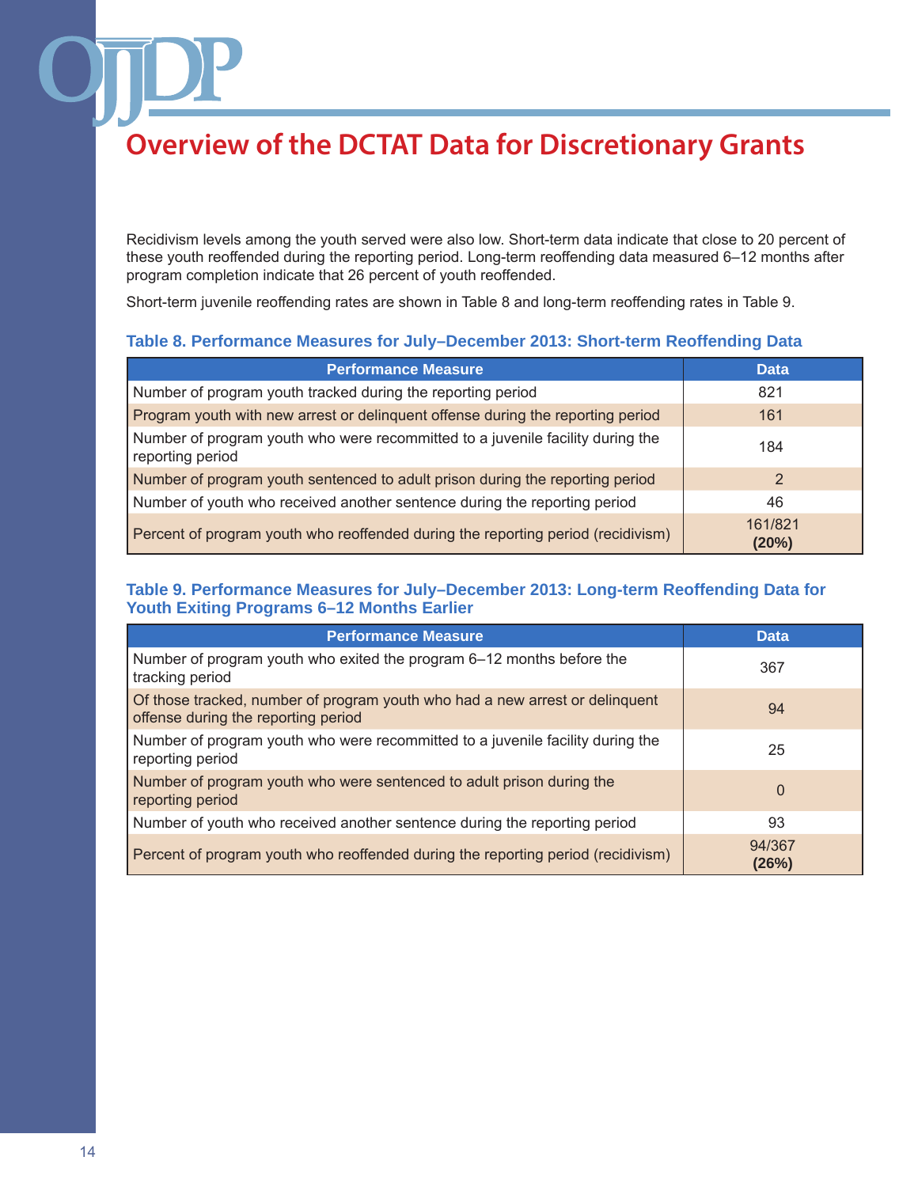# Overview of the DCTAT Data for Discretionary Grants

Recidivism levels among the youth served were also low. Short-term data indicate that close to 20 percent of these youth reoffended during the reporting period. Long-term reoffending data measured 6–12 months after program completion indicate that 26 percent of youth reoffended.

Short-term juvenile reoffending rates are shown in Table 8 and long-term reoffending rates in Table 9.

### Table 8. Performance Measures for July–December 2013: Short-term Reoffending Data

| Performance Measure | Data |
| --- | --- |
| Number of program youth tracked during the reporting period | 821 |
| Program youth with new arrest or delinquent offense during the reporting period | 161 |
| Number of program youth who were recommitted to a juvenile facility during the reporting period | 184 |
| Number of program youth sentenced to adult prison during the reporting period | 2 |
| Number of youth who received another sentence during the reporting period | 46 |
| Percent of program youth who reoffended during the reporting period (recidivism) | 161/821 **(20%)** |

### Table 9. Performance Measures for July–December 2013: Long-term Reoffending Data for Youth Exiting Programs 6–12 Months Earlier

| Performance Measure | Data |
| --- | --- |
| Number of program youth who exited the program 6–12 months before the tracking period | 367 |
| Of those tracked, number of program youth who had a new arrest or delinquent offense during the reporting period | 94 |
| Number of program youth who were recommitted to a juvenile facility during the reporting period | 25 |
| Number of program youth who were sentenced to adult prison during the reporting period | 0 |
| Number of youth who received another sentence during the reporting period | 93 |
| Percent of program youth who reoffended during the reporting period (recidivism) | 94/367 **(26%)** |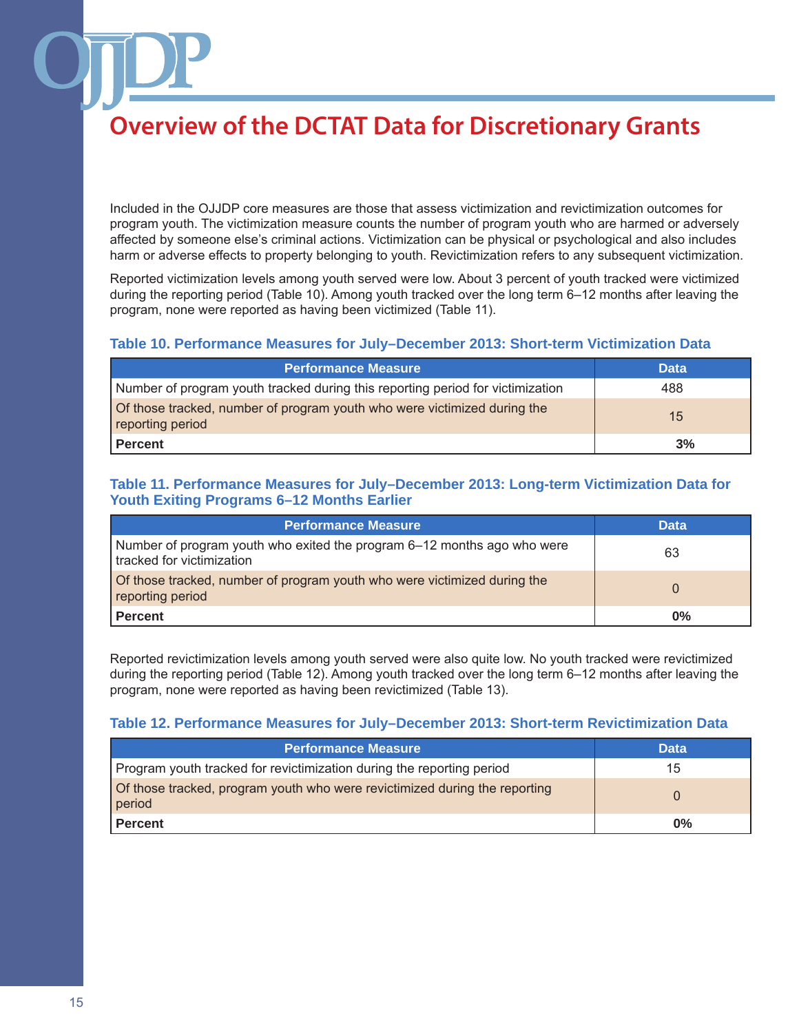# Overview of the DCTAT Data for Discretionary Grants

Included in the OJJDP core measures are those that assess victimization and revictimization outcomes for program youth. The victimization measure counts the number of program youth who are harmed or adversely affected by someone else's criminal actions. Victimization can be physical or psychological and also includes harm or adverse effects to property belonging to youth. Revictimization refers to any subsequent victimization.

Reported victimization levels among youth served were low. About 3 percent of youth tracked were victimized during the reporting period (Table 10). Among youth tracked over the long term 6–12 months after leaving the program, none were reported as having been victimized (Table 11).

### Table 10. Performance Measures for July–December 2013: Short-term Victimization Data

| Performance Measure | Data |
|---|---|
| Number of program youth tracked during this reporting period for victimization | 488 |
| Of those tracked, number of program youth who were victimized during the reporting period | 15 |
| **Percent** | **3%** |

### Table 11. Performance Measures for July–December 2013: Long-term Victimization Data for Youth Exiting Programs 6–12 Months Earlier

| Performance Measure | Data |
|---|---|
| Number of program youth who exited the program 6–12 months ago who were tracked for victimization | 63 |
| Of those tracked, number of program youth who were victimized during the reporting period | 0 |
| **Percent** | **0%** |

Reported revictimization levels among youth served were also quite low. No youth tracked were revictimized during the reporting period (Table 12). Among youth tracked over the long term 6–12 months after leaving the program, none were reported as having been revictimized (Table 13).

### Table 12. Performance Measures for July–December 2013: Short-term Revictimization Data

| Performance Measure | Data |
|---|---|
| Program youth tracked for revictimization during the reporting period | 15 |
| Of those tracked, program youth who were revictimized during the reporting period | 0 |
| **Percent** | **0%** |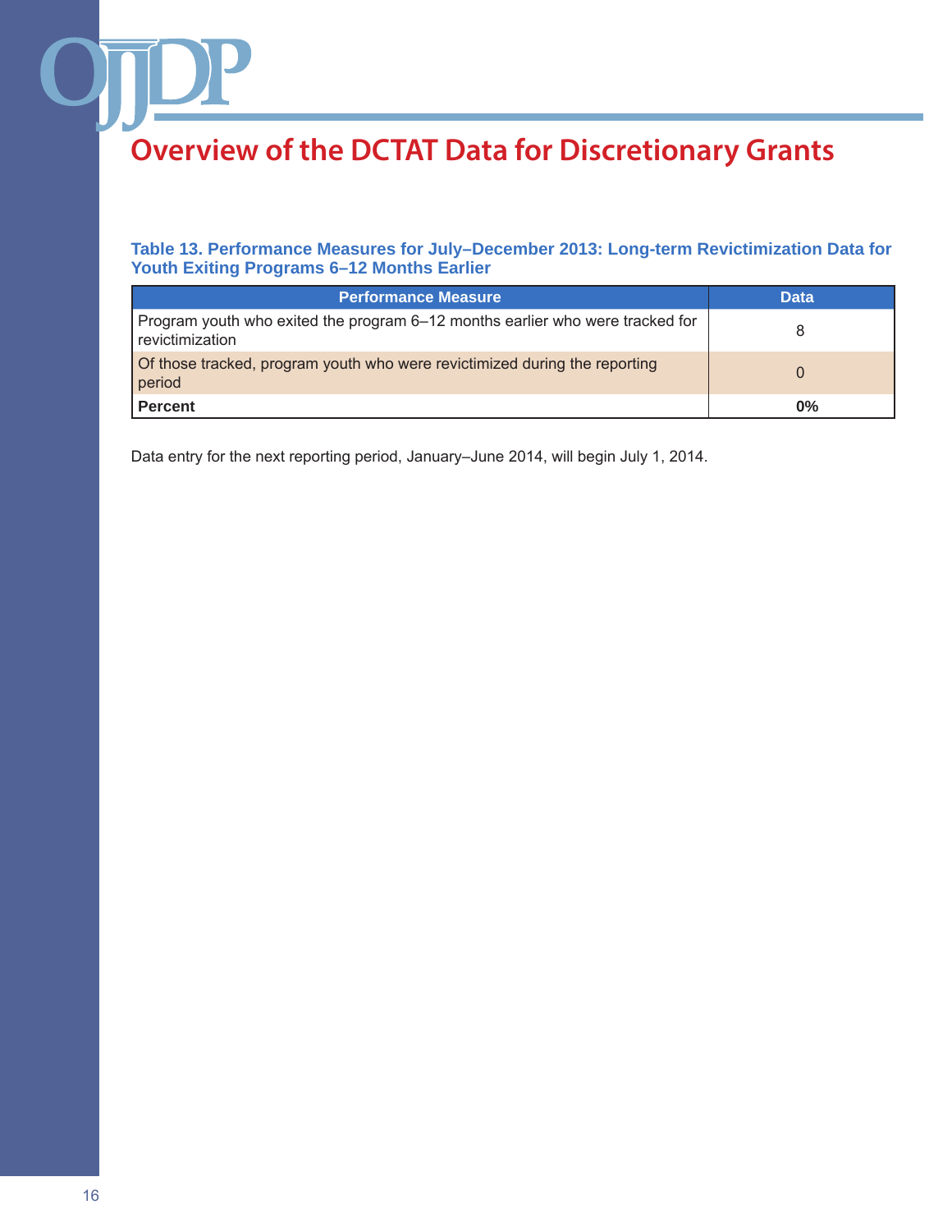# Overview of the DCTAT Data for Discretionary Grants

**Table 13. Performance Measures for July–December 2013: Long-term Revictimization Data for Youth Exiting Programs 6–12 Months Earlier**

| Performance Measure | Data |
|---|---|
| Program youth who exited the program 6–12 months earlier who were tracked for revictimization | 8 |
| Of those tracked, program youth who were revictimized during the reporting period | 0 |
| **Percent** | **0%** |

Data entry for the next reporting period, January–June 2014, will begin July 1, 2014.